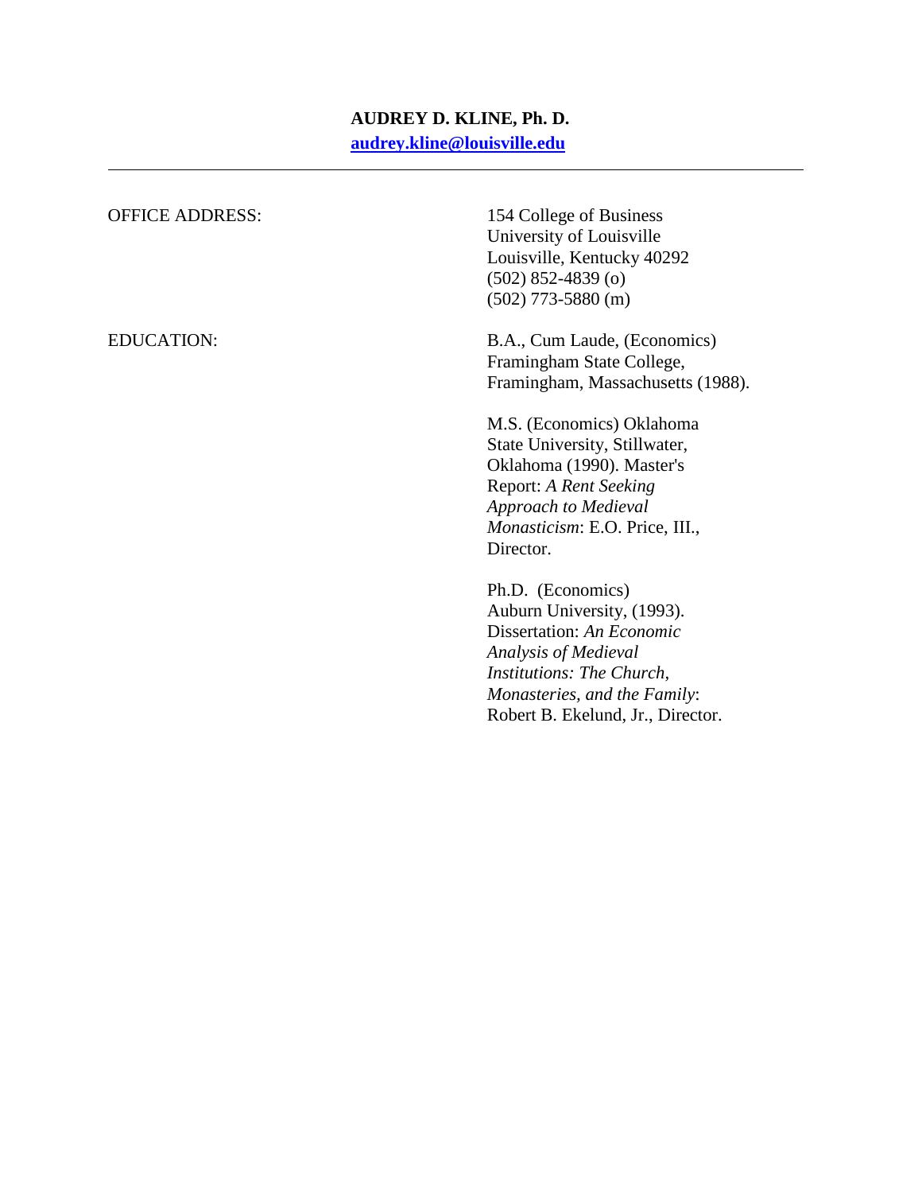**AUDREY D. KLINE, Ph. D.**

**audrey.kline@louisville.edu**

---

OFFICE ADDRESS:

154 College of Business
University of Louisville
Louisville, Kentucky 40292
(502) 852-4839 (o)
(502) 773-5880 (m)

EDUCATION:

B.A., Cum Laude, (Economics) Framingham State College, Framingham, Massachusetts (1988).

M.S. (Economics) Oklahoma State University, Stillwater, Oklahoma (1990). Master's Report: *A Rent Seeking Approach to Medieval Monasticism*: E.O. Price, III., Director.

Ph.D. (Economics) Auburn University, (1993). Dissertation: *An Economic Analysis of Medieval Institutions: The Church, Monasteries, and the Family*: Robert B. Ekelund, Jr., Director.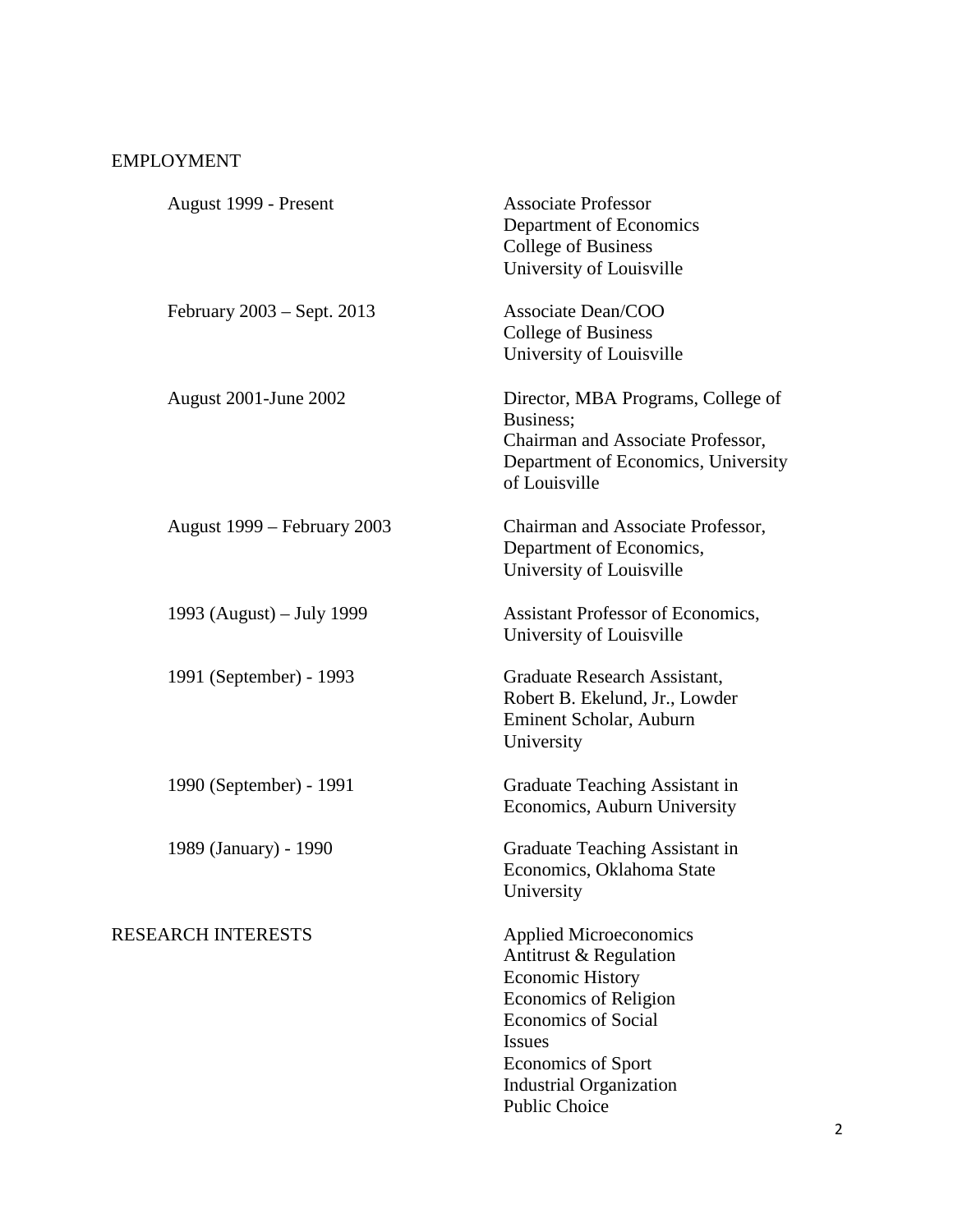## EMPLOYMENT

| | |
|---|---|
| August 1999 - Present | Associate Professor<br>Department of Economics<br>College of Business<br>University of Louisville |
| February 2003 – Sept. 2013 | Associate Dean/COO<br>College of Business<br>University of Louisville |
| August 2001-June 2002 | Director, MBA Programs, College of Business;<br>Chairman and Associate Professor, Department of Economics, University of Louisville |
| August 1999 – February 2003 | Chairman and Associate Professor, Department of Economics, University of Louisville |
| 1993 (August) – July 1999 | Assistant Professor of Economics, University of Louisville |
| 1991 (September) - 1993 | Graduate Research Assistant, Robert B. Ekelund, Jr., Lowder Eminent Scholar, Auburn University |
| 1990 (September) - 1991 | Graduate Teaching Assistant in Economics, Auburn University |
| 1989 (January) - 1990 | Graduate Teaching Assistant in Economics, Oklahoma State University |

## RESEARCH INTERESTS

- Applied Microeconomics
- Antitrust & Regulation
- Economic History
- Economics of Religion
- Economics of Social Issues
- Economics of Sport
- Industrial Organization
- Public Choice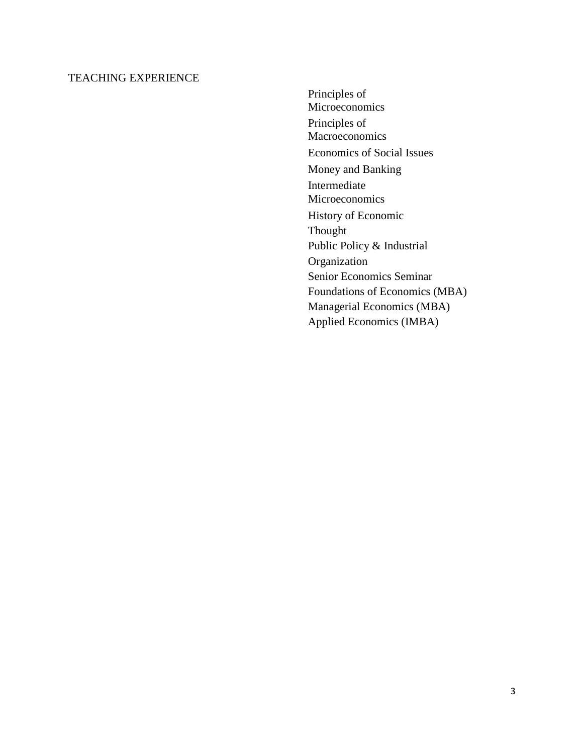## TEACHING EXPERIENCE

- Principles of Microeconomics
- Principles of Macroeconomics
- Economics of Social Issues
- Money and Banking
- Intermediate Microeconomics
- History of Economic Thought
- Public Policy & Industrial Organization
- Senior Economics Seminar
- Foundations of Economics (MBA)
- Managerial Economics (MBA)
- Applied Economics (IMBA)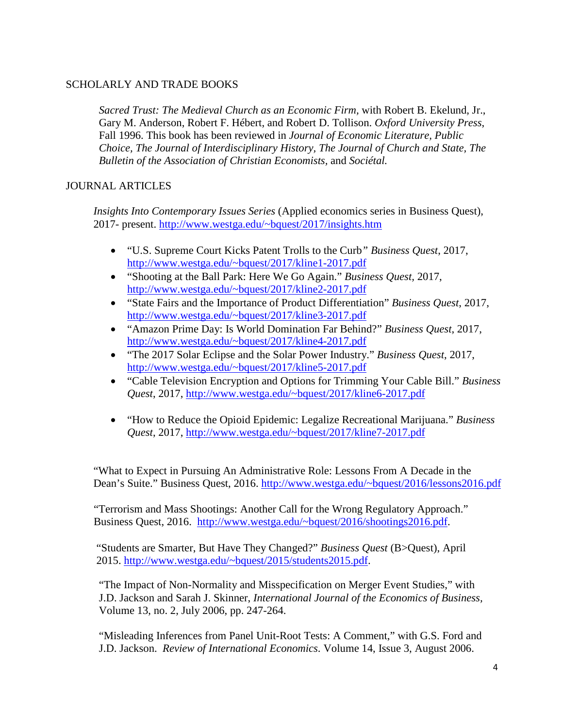## SCHOLARLY AND TRADE BOOKS

*Sacred Trust: The Medieval Church as an Economic Firm,* with Robert B. Ekelund, Jr., Gary M. Anderson, Robert F. Hébert, and Robert D. Tollison. *Oxford University Press*, Fall 1996. This book has been reviewed in *Journal of Economic Literature, Public Choice, The Journal of Interdisciplinary History, The Journal of Church and State, The Bulletin of the Association of Christian Economists,* and *Sociétal.*

## JOURNAL ARTICLES

*Insights Into Contemporary Issues Series* (Applied economics series in Business Quest), 2017- present. http://www.westga.edu/~bquest/2017/insights.htm

- "U.S. Supreme Court Kicks Patent Trolls to the Curb*"* *Business Quest*, 2017, http://www.westga.edu/~bquest/2017/kline1-2017.pdf
- "Shooting at the Ball Park: Here We Go Again." *Business Quest*, 2017, http://www.westga.edu/~bquest/2017/kline2-2017.pdf
- "State Fairs and the Importance of Product Differentiation" *Business Quest*, 2017, http://www.westga.edu/~bquest/2017/kline3-2017.pdf
- "Amazon Prime Day: Is World Domination Far Behind?" *Business Quest*, 2017, http://www.westga.edu/~bquest/2017/kline4-2017.pdf
- "The 2017 Solar Eclipse and the Solar Power Industry." *Business Quest*, 2017, http://www.westga.edu/~bquest/2017/kline5-2017.pdf
- "Cable Television Encryption and Options for Trimming Your Cable Bill." *Business Quest*, 2017, http://www.westga.edu/~bquest/2017/kline6-2017.pdf
- "How to Reduce the Opioid Epidemic: Legalize Recreational Marijuana." *Business Quest*, 2017, http://www.westga.edu/~bquest/2017/kline7-2017.pdf

"What to Expect in Pursuing An Administrative Role: Lessons From A Decade in the Dean's Suite." Business Quest, 2016. http://www.westga.edu/~bquest/2016/lessons2016.pdf

"Terrorism and Mass Shootings: Another Call for the Wrong Regulatory Approach." Business Quest, 2016. http://www.westga.edu/~bquest/2016/shootings2016.pdf.

"Students are Smarter, But Have They Changed?" *Business Quest* (B>Quest), April 2015. http://www.westga.edu/~bquest/2015/students2015.pdf.

"The Impact of Non-Normality and Misspecification on Merger Event Studies," with J.D. Jackson and Sarah J. Skinner, *International Journal of the Economics of Business*, Volume 13, no. 2, July 2006, pp. 247-264.

"Misleading Inferences from Panel Unit-Root Tests: A Comment," with G.S. Ford and J.D. Jackson. *Review of International Economics*. Volume 14, Issue 3, August 2006.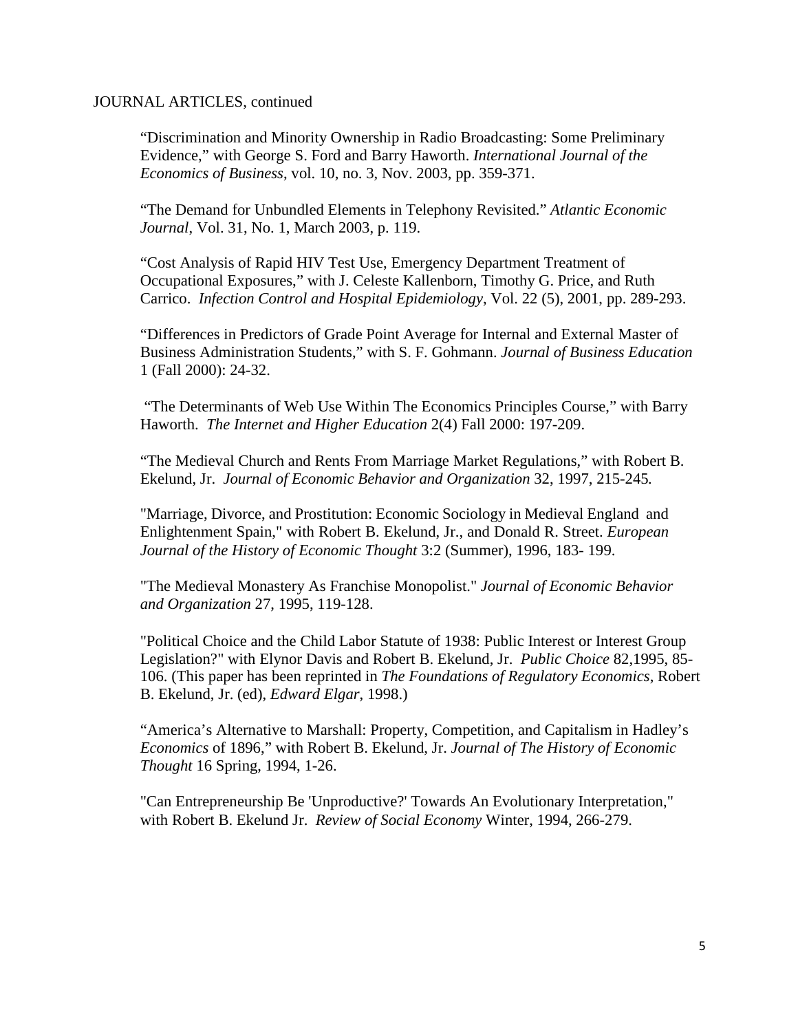JOURNAL ARTICLES, continued

"Discrimination and Minority Ownership in Radio Broadcasting: Some Preliminary Evidence," with George S. Ford and Barry Haworth. *International Journal of the Economics of Business*, vol. 10, no. 3, Nov. 2003, pp. 359-371.

"The Demand for Unbundled Elements in Telephony Revisited." *Atlantic Economic Journal*, Vol. 31, No. 1, March 2003, p. 119.

"Cost Analysis of Rapid HIV Test Use, Emergency Department Treatment of Occupational Exposures," with J. Celeste Kallenborn, Timothy G. Price, and Ruth Carrico. *Infection Control and Hospital Epidemiology*, Vol. 22 (5), 2001, pp. 289-293.

"Differences in Predictors of Grade Point Average for Internal and External Master of Business Administration Students," with S. F. Gohmann. *Journal of Business Education* 1 (Fall 2000): 24-32.

"The Determinants of Web Use Within The Economics Principles Course," with Barry Haworth. *The Internet and Higher Education* 2(4) Fall 2000: 197-209.

"The Medieval Church and Rents From Marriage Market Regulations," with Robert B. Ekelund, Jr. *Journal of Economic Behavior and Organization* 32, 1997, 215-245.

"Marriage, Divorce, and Prostitution: Economic Sociology in Medieval England and Enlightenment Spain," with Robert B. Ekelund, Jr., and Donald R. Street. *European Journal of the History of Economic Thought* 3:2 (Summer), 1996, 183- 199.

"The Medieval Monastery As Franchise Monopolist." *Journal of Economic Behavior and Organization* 27, 1995, 119-128.

"Political Choice and the Child Labor Statute of 1938: Public Interest or Interest Group Legislation?" with Elynor Davis and Robert B. Ekelund, Jr. *Public Choice* 82,1995, 85-106. (This paper has been reprinted in *The Foundations of Regulatory Economics*, Robert B. Ekelund, Jr. (ed), *Edward Elgar*, 1998.)

"America's Alternative to Marshall: Property, Competition, and Capitalism in Hadley's *Economics* of 1896," with Robert B. Ekelund, Jr. *Journal of The History of Economic Thought* 16 Spring, 1994, 1-26.

"Can Entrepreneurship Be 'Unproductive?' Towards An Evolutionary Interpretation," with Robert B. Ekelund Jr. *Review of Social Economy* Winter, 1994, 266-279.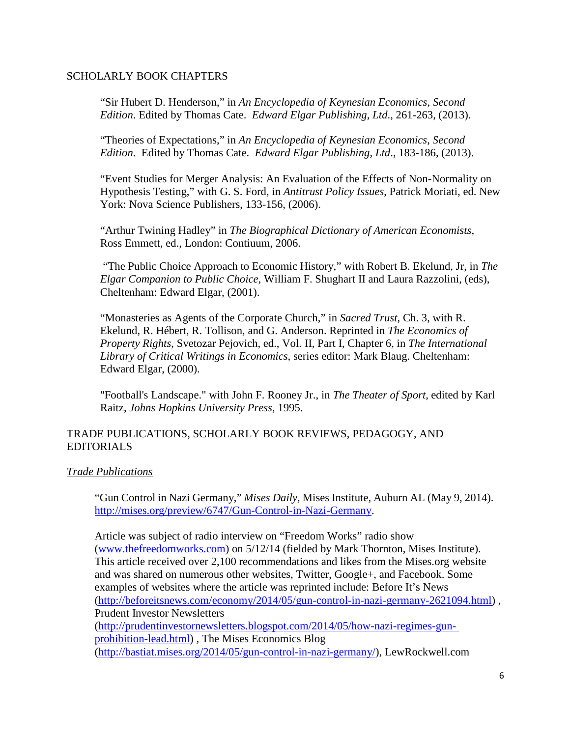## SCHOLARLY BOOK CHAPTERS

"Sir Hubert D. Henderson," in *An Encyclopedia of Keynesian Economics*, *Second Edition*. Edited by Thomas Cate. *Edward Elgar Publishing, Ltd*., 261-263, (2013).

"Theories of Expectations," in *An Encyclopedia of Keynesian Economics*, *Second Edition*. Edited by Thomas Cate. *Edward Elgar Publishing, Ltd*., 183-186, (2013).

"Event Studies for Merger Analysis: An Evaluation of the Effects of Non-Normality on Hypothesis Testing," with G. S. Ford, in *Antitrust Policy Issues*, Patrick Moriati, ed. New York: Nova Science Publishers, 133-156, (2006).

"Arthur Twining Hadley" in *The Biographical Dictionary of American Economists*, Ross Emmett, ed., London: Contiuum, 2006.

"The Public Choice Approach to Economic History," with Robert B. Ekelund, Jr, in *The Elgar Companion to Public Choice*, William F. Shughart II and Laura Razzolini, (eds), Cheltenham: Edward Elgar, (2001).

"Monasteries as Agents of the Corporate Church," in *Sacred Trust*, Ch. 3, with R. Ekelund, R. Hébert, R. Tollison, and G. Anderson. Reprinted in *The Economics of Property Rights*, Svetozar Pejovich, ed., Vol. II, Part I, Chapter 6, in *The International Library of Critical Writings in Economics*, series editor: Mark Blaug. Cheltenham: Edward Elgar, (2000).

"Football's Landscape." with John F. Rooney Jr., in *The Theater of Sport*, edited by Karl Raitz, *Johns Hopkins University Press*, 1995.

## TRADE PUBLICATIONS, SCHOLARLY BOOK REVIEWS, PEDAGOGY, AND EDITORIALS

### *Trade Publications*

"Gun Control in Nazi Germany," *Mises Daily*, Mises Institute, Auburn AL (May 9, 2014). http://mises.org/preview/6747/Gun-Control-in-Nazi-Germany.

Article was subject of radio interview on "Freedom Works" radio show (www.thefreedomworks.com) on 5/12/14 (fielded by Mark Thornton, Mises Institute). This article received over 2,100 recommendations and likes from the Mises.org website and was shared on numerous other websites, Twitter, Google+, and Facebook. Some examples of websites where the article was reprinted include: Before It's News (http://beforeitsnews.com/economy/2014/05/gun-control-in-nazi-germany-2621094.html) , Prudent Investor Newsletters (http://prudentinvestornewsletters.blogspot.com/2014/05/how-nazi-regimes-gun-prohibition-lead.html) , The Mises Economics Blog (http://bastiat.mises.org/2014/05/gun-control-in-nazi-germany/), LewRockwell.com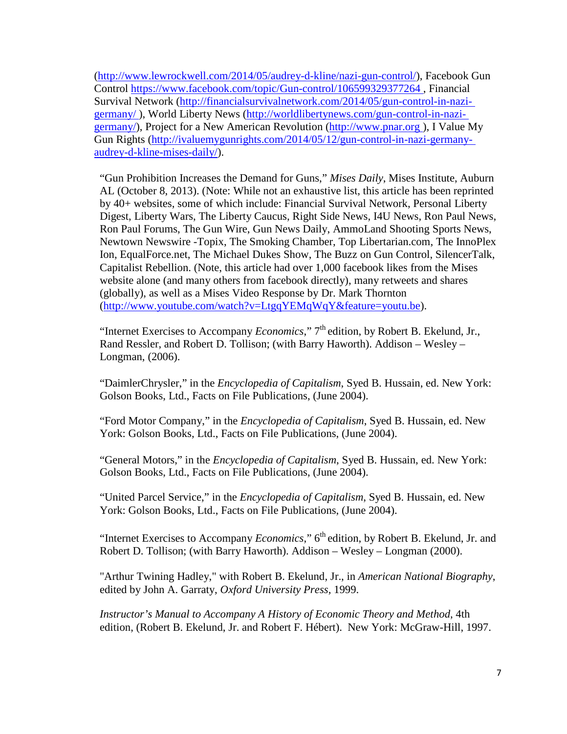(http://www.lewrockwell.com/2014/05/audrey-d-kline/nazi-gun-control/), Facebook Gun Control https://www.facebook.com/topic/Gun-control/106599329377264 , Financial Survival Network (http://financialsurvivalnetwork.com/2014/05/gun-control-in-nazi-germany/ ), World Liberty News (http://worldlibertynews.com/gun-control-in-nazi-germany/), Project for a New American Revolution (http://www.pnar.org ), I Value My Gun Rights (http://ivaluemygunrights.com/2014/05/12/gun-control-in-nazi-germany-audrey-d-kline-mises-daily/).

"Gun Prohibition Increases the Demand for Guns," *Mises Daily*, Mises Institute, Auburn AL (October 8, 2013). (Note: While not an exhaustive list, this article has been reprinted by 40+ websites, some of which include: Financial Survival Network, Personal Liberty Digest, Liberty Wars, The Liberty Caucus, Right Side News, I4U News, Ron Paul News, Ron Paul Forums, The Gun Wire, Gun News Daily, AmmoLand Shooting Sports News, Newtown Newswire -Topix, The Smoking Chamber, Top Libertarian.com, The InnoPlex Ion, EqualForce.net, The Michael Dukes Show, The Buzz on Gun Control, SilencerTalk, Capitalist Rebellion. (Note, this article had over 1,000 facebook likes from the Mises website alone (and many others from facebook directly), many retweets and shares (globally), as well as a Mises Video Response by Dr. Mark Thornton (http://www.youtube.com/watch?v=LtgqYEMqWqY&feature=youtu.be).

"Internet Exercises to Accompany *Economics*," 7th edition, by Robert B. Ekelund, Jr., Rand Ressler, and Robert D. Tollison; (with Barry Haworth). Addison – Wesley – Longman, (2006).

"DaimlerChrysler," in the *Encyclopedia of Capitalism*, Syed B. Hussain, ed. New York: Golson Books, Ltd., Facts on File Publications, (June 2004).

"Ford Motor Company," in the *Encyclopedia of Capitalism*, Syed B. Hussain, ed. New York: Golson Books, Ltd., Facts on File Publications, (June 2004).

"General Motors," in the *Encyclopedia of Capitalism*, Syed B. Hussain, ed. New York: Golson Books, Ltd., Facts on File Publications, (June 2004).

"United Parcel Service," in the *Encyclopedia of Capitalism*, Syed B. Hussain, ed. New York: Golson Books, Ltd., Facts on File Publications, (June 2004).

"Internet Exercises to Accompany *Economics*," 6th edition, by Robert B. Ekelund, Jr. and Robert D. Tollison; (with Barry Haworth). Addison – Wesley – Longman (2000).

"Arthur Twining Hadley," with Robert B. Ekelund, Jr., in *American National Biography*, edited by John A. Garraty, *Oxford University Press*, 1999.

*Instructor's Manual to Accompany A History of Economic Theory and Method*, 4th edition, (Robert B. Ekelund, Jr. and Robert F. Hébert). New York: McGraw-Hill, 1997.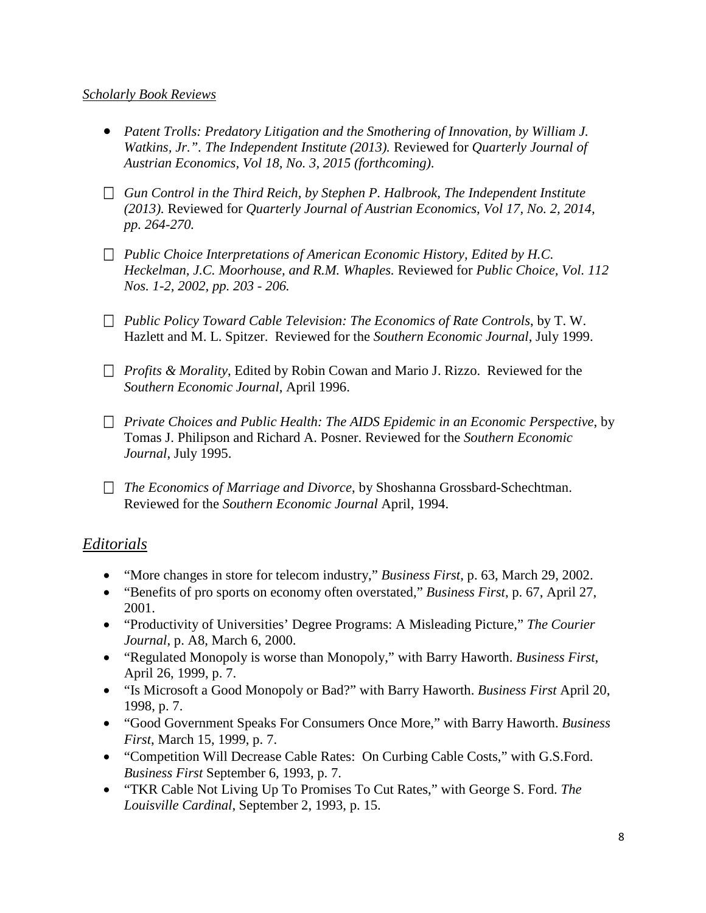*Scholarly Book Reviews*

- *Patent Trolls: Predatory Litigation and the Smothering of Innovation, by William J. Watkins, Jr.". The Independent Institute (2013).* Reviewed for *Quarterly Journal of Austrian Economics, Vol 18, No. 3, 2015 (forthcoming).*

- *Gun Control in the Third Reich, by Stephen P. Halbrook, The Independent Institute (2013).* Reviewed for *Quarterly Journal of Austrian Economics, Vol 17, No. 2, 2014, pp. 264-270.*

- *Public Choice Interpretations of American Economic History, Edited by H.C. Heckelman, J.C. Moorhouse, and R.M. Whaples.* Reviewed for *Public Choice, Vol. 112 Nos. 1-2, 2002, pp. 203 - 206.*

- *Public Policy Toward Cable Television: The Economics of Rate Controls*, by T. W. Hazlett and M. L. Spitzer. Reviewed for the *Southern Economic Journal*, July 1999.

- *Profits & Morality*, Edited by Robin Cowan and Mario J. Rizzo. Reviewed for the *Southern Economic Journal*, April 1996.

- *Private Choices and Public Health: The AIDS Epidemic in an Economic Perspective*, by Tomas J. Philipson and Richard A. Posner. Reviewed for the *Southern Economic Journal*, July 1995.

- *The Economics of Marriage and Divorce*, by Shoshanna Grossbard-Schechtman. Reviewed for the *Southern Economic Journal* April, 1994.

## *Editorials*

- "More changes in store for telecom industry," *Business First*, p. 63, March 29, 2002.
- "Benefits of pro sports on economy often overstated," *Business First*, p. 67, April 27, 2001.
- "Productivity of Universities' Degree Programs: A Misleading Picture," *The Courier Journal*, p. A8, March 6, 2000.
- "Regulated Monopoly is worse than Monopoly," with Barry Haworth. *Business First*, April 26, 1999, p. 7.
- "Is Microsoft a Good Monopoly or Bad?" with Barry Haworth. *Business First* April 20, 1998, p. 7.
- "Good Government Speaks For Consumers Once More," with Barry Haworth. *Business First*, March 15, 1999, p. 7.
- "Competition Will Decrease Cable Rates: On Curbing Cable Costs," with G.S.Ford. *Business First* September 6, 1993, p. 7.
- "TKR Cable Not Living Up To Promises To Cut Rates," with George S. Ford. *The Louisville Cardinal*, September 2, 1993, p. 15.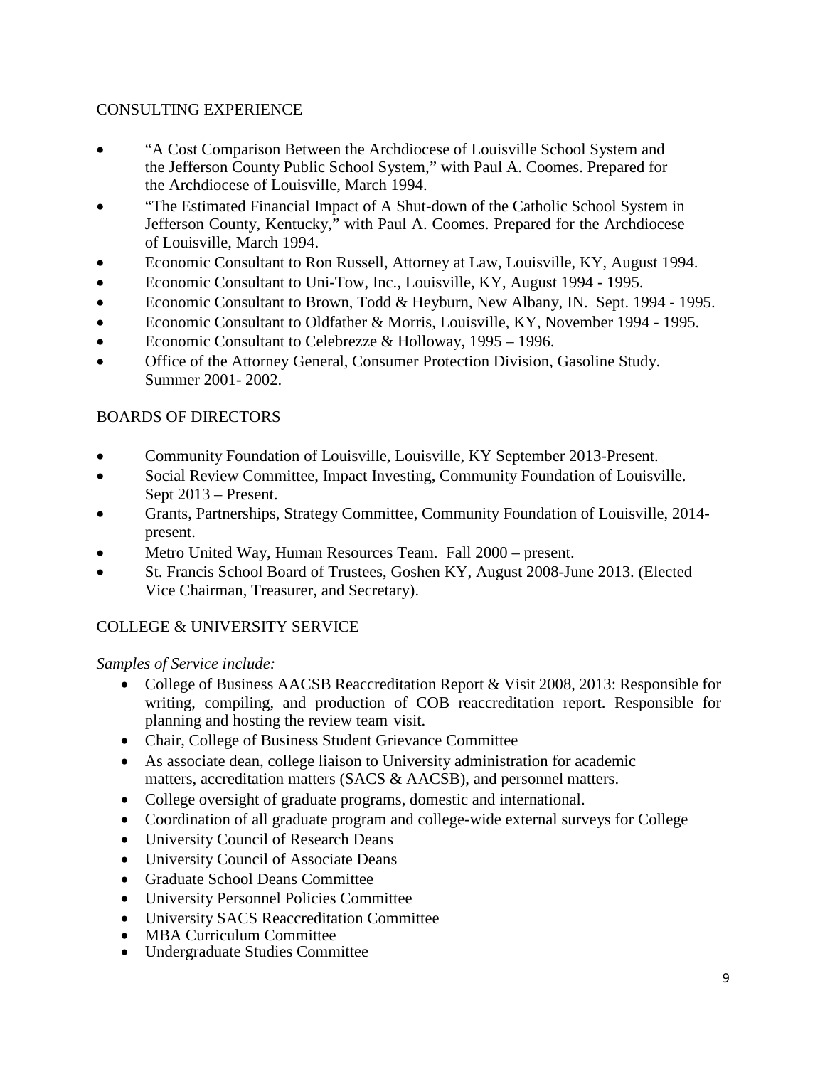## CONSULTING EXPERIENCE

- "A Cost Comparison Between the Archdiocese of Louisville School System and the Jefferson County Public School System," with Paul A. Coomes. Prepared for the Archdiocese of Louisville, March 1994.
- "The Estimated Financial Impact of A Shut-down of the Catholic School System in Jefferson County, Kentucky," with Paul A. Coomes. Prepared for the Archdiocese of Louisville, March 1994.
- Economic Consultant to Ron Russell, Attorney at Law, Louisville, KY, August 1994.
- Economic Consultant to Uni-Tow, Inc., Louisville, KY, August 1994 - 1995.
- Economic Consultant to Brown, Todd & Heyburn, New Albany, IN. Sept. 1994 - 1995.
- Economic Consultant to Oldfather & Morris, Louisville, KY, November 1994 - 1995.
- Economic Consultant to Celebrezze & Holloway, 1995 – 1996.
- Office of the Attorney General, Consumer Protection Division, Gasoline Study. Summer 2001- 2002.

## BOARDS OF DIRECTORS

- Community Foundation of Louisville, Louisville, KY September 2013-Present.
- Social Review Committee, Impact Investing, Community Foundation of Louisville. Sept 2013 – Present.
- Grants, Partnerships, Strategy Committee, Community Foundation of Louisville, 2014-present.
- Metro United Way, Human Resources Team. Fall 2000 – present.
- St. Francis School Board of Trustees, Goshen KY, August 2008-June 2013. (Elected Vice Chairman, Treasurer, and Secretary).

## COLLEGE & UNIVERSITY SERVICE

*Samples of Service include:*

- College of Business AACSB Reaccreditation Report & Visit 2008, 2013: Responsible for writing, compiling, and production of COB reaccreditation report. Responsible for planning and hosting the review team visit.
- Chair, College of Business Student Grievance Committee
- As associate dean, college liaison to University administration for academic matters, accreditation matters (SACS & AACSB), and personnel matters.
- College oversight of graduate programs, domestic and international.
- Coordination of all graduate program and college-wide external surveys for College
- University Council of Research Deans
- University Council of Associate Deans
- Graduate School Deans Committee
- University Personnel Policies Committee
- University SACS Reaccreditation Committee
- MBA Curriculum Committee
- Undergraduate Studies Committee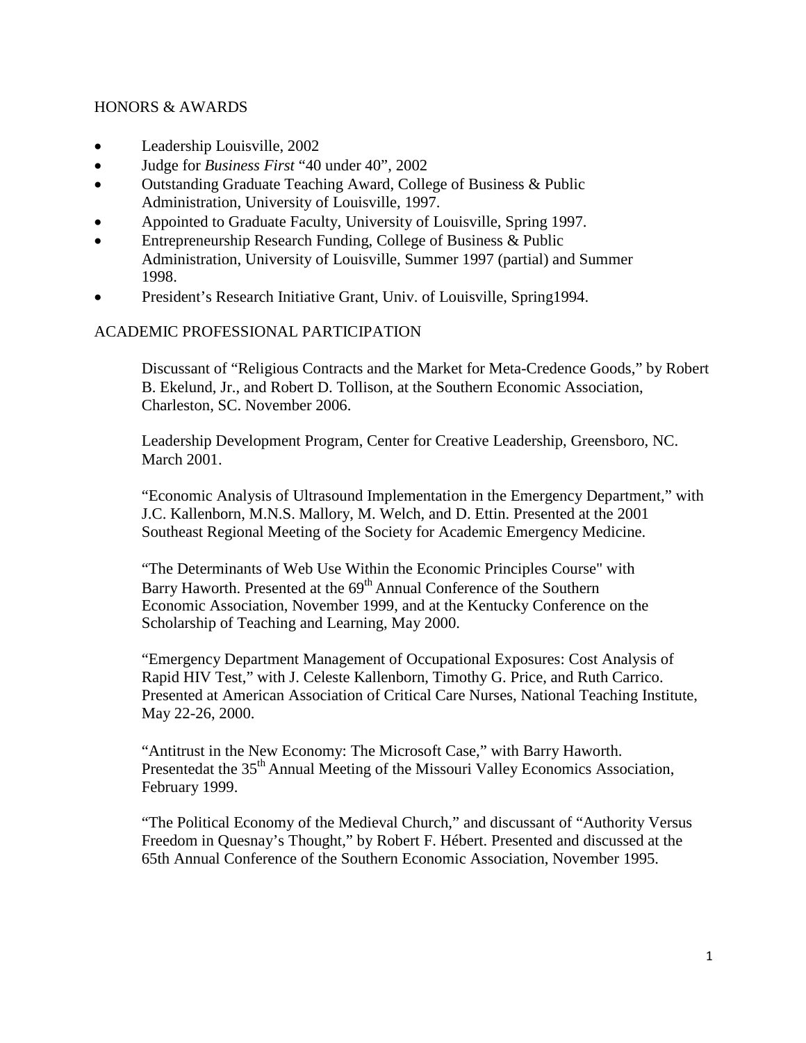## HONORS & AWARDS

- Leadership Louisville, 2002
- Judge for *Business First* "40 under 40", 2002
- Outstanding Graduate Teaching Award, College of Business & Public Administration, University of Louisville, 1997.
- Appointed to Graduate Faculty, University of Louisville, Spring 1997.
- Entrepreneurship Research Funding, College of Business & Public Administration, University of Louisville, Summer 1997 (partial) and Summer 1998.
- President's Research Initiative Grant, Univ. of Louisville, Spring1994.

## ACADEMIC PROFESSIONAL PARTICIPATION

Discussant of "Religious Contracts and the Market for Meta-Credence Goods," by Robert B. Ekelund, Jr., and Robert D. Tollison, at the Southern Economic Association, Charleston, SC. November 2006.

Leadership Development Program, Center for Creative Leadership, Greensboro, NC. March 2001.

"Economic Analysis of Ultrasound Implementation in the Emergency Department," with J.C. Kallenborn, M.N.S. Mallory, M. Welch, and D. Ettin. Presented at the 2001 Southeast Regional Meeting of the Society for Academic Emergency Medicine.

"The Determinants of Web Use Within the Economic Principles Course" with Barry Haworth. Presented at the 69th Annual Conference of the Southern Economic Association, November 1999, and at the Kentucky Conference on the Scholarship of Teaching and Learning, May 2000.

"Emergency Department Management of Occupational Exposures: Cost Analysis of Rapid HIV Test," with J. Celeste Kallenborn, Timothy G. Price, and Ruth Carrico. Presented at American Association of Critical Care Nurses, National Teaching Institute, May 22-26, 2000.

"Antitrust in the New Economy: The Microsoft Case," with Barry Haworth. Presentedat the 35th Annual Meeting of the Missouri Valley Economics Association, February 1999.

"The Political Economy of the Medieval Church," and discussant of "Authority Versus Freedom in Quesnay's Thought," by Robert F. Hébert. Presented and discussed at the 65th Annual Conference of the Southern Economic Association, November 1995.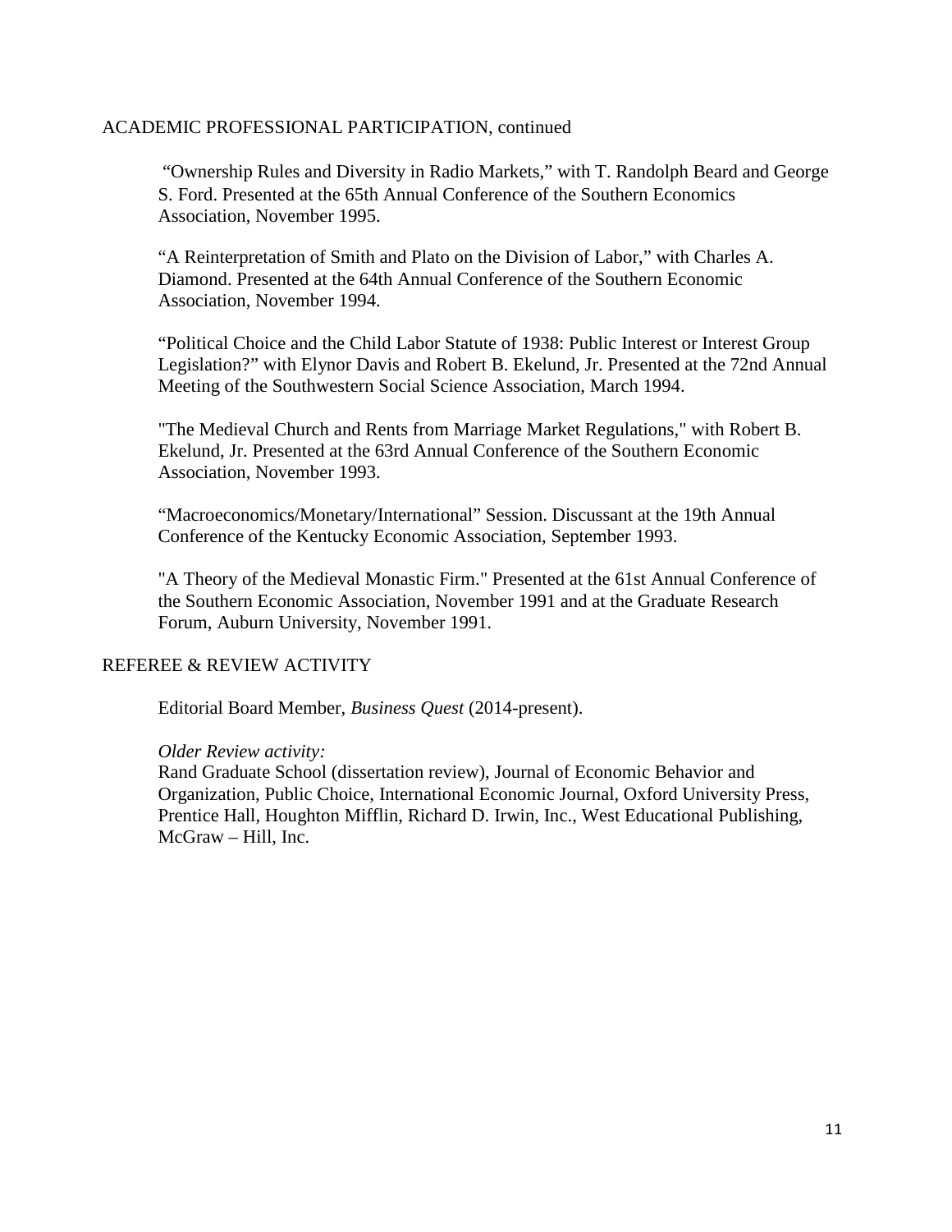## ACADEMIC PROFESSIONAL PARTICIPATION, continued

"Ownership Rules and Diversity in Radio Markets," with T. Randolph Beard and George S. Ford. Presented at the 65th Annual Conference of the Southern Economics Association, November 1995.

"A Reinterpretation of Smith and Plato on the Division of Labor," with Charles A. Diamond. Presented at the 64th Annual Conference of the Southern Economic Association, November 1994.

"Political Choice and the Child Labor Statute of 1938: Public Interest or Interest Group Legislation?" with Elynor Davis and Robert B. Ekelund, Jr. Presented at the 72nd Annual Meeting of the Southwestern Social Science Association, March 1994.

"The Medieval Church and Rents from Marriage Market Regulations," with Robert B. Ekelund, Jr. Presented at the 63rd Annual Conference of the Southern Economic Association, November 1993.

"Macroeconomics/Monetary/International" Session. Discussant at the 19th Annual Conference of the Kentucky Economic Association, September 1993.

"A Theory of the Medieval Monastic Firm." Presented at the 61st Annual Conference of the Southern Economic Association, November 1991 and at the Graduate Research Forum, Auburn University, November 1991.

## REFEREE & REVIEW ACTIVITY

Editorial Board Member, *Business Quest* (2014-present).

*Older Review activity:*
Rand Graduate School (dissertation review), Journal of Economic Behavior and Organization, Public Choice, International Economic Journal, Oxford University Press, Prentice Hall, Houghton Mifflin, Richard D. Irwin, Inc., West Educational Publishing, McGraw – Hill, Inc.